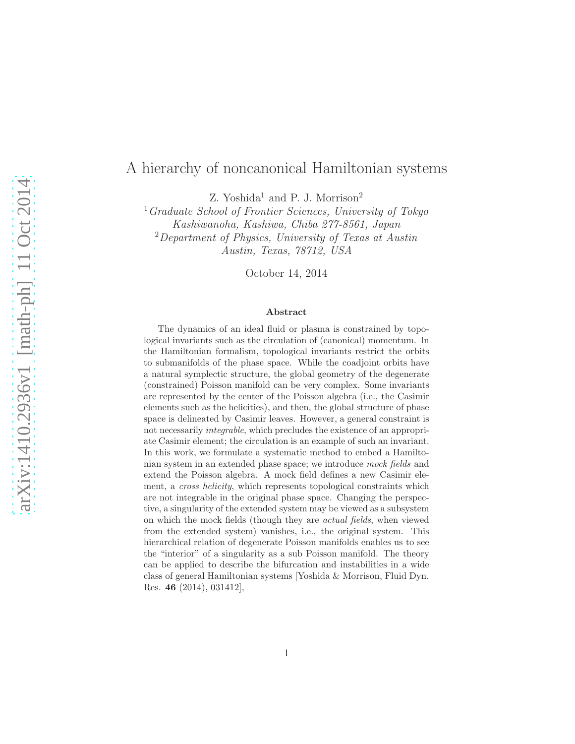# A hierarchy of noncanonical Hamiltonian systems

Z. Yoshida[1] and P. J. Morrison[2]

[1] *Graduate School of Frontier Sciences, University of Tokyo Kashiwanoha, Kashiwa, Chiba 277-8561, Japan*

[2] *Department of Physics, University of Texas at Austin Austin, Texas, 78712, USA*

October 14, 2014

## Abstract

The dynamics of an ideal fluid or plasma is constrained by topological invariants such as the circulation of (canonical) momentum. In the Hamiltonian formalism, topological invariants restrict the orbits to submanifolds of the phase space. While the coadjoint orbits have a natural symplectic structure, the global geometry of the degenerate (constrained) Poisson manifold can be very complex. Some invariants are represented by the center of the Poisson algebra (i.e., the Casimir elements such as the helicities), and then, the global structure of phase space is delineated by Casimir leaves. However, a general constraint is not necessarily *integrable*, which precludes the existence of an appropriate Casimir element; the circulation is an example of such an invariant. In this work, we formulate a systematic method to embed a Hamiltonian system in an extended phase space; we introduce *mock fields* and extend the Poisson algebra. A mock field defines a new Casimir element, a *cross helicity*, which represents topological constraints which are not integrable in the original phase space. Changing the perspective, a singularity of the extended system may be viewed as a subsystem on which the mock fields (though they are *actual fields*, when viewed from the extended system) vanishes, i.e., the original system. This hierarchical relation of degenerate Poisson manifolds enables us to see the "interior" of a singularity as a sub Poisson manifold. The theory can be applied to describe the bifurcation and instabilities in a wide class of general Hamiltonian systems [Yoshida & Morrison, Fluid Dyn. Res. **46** (2014), 031412],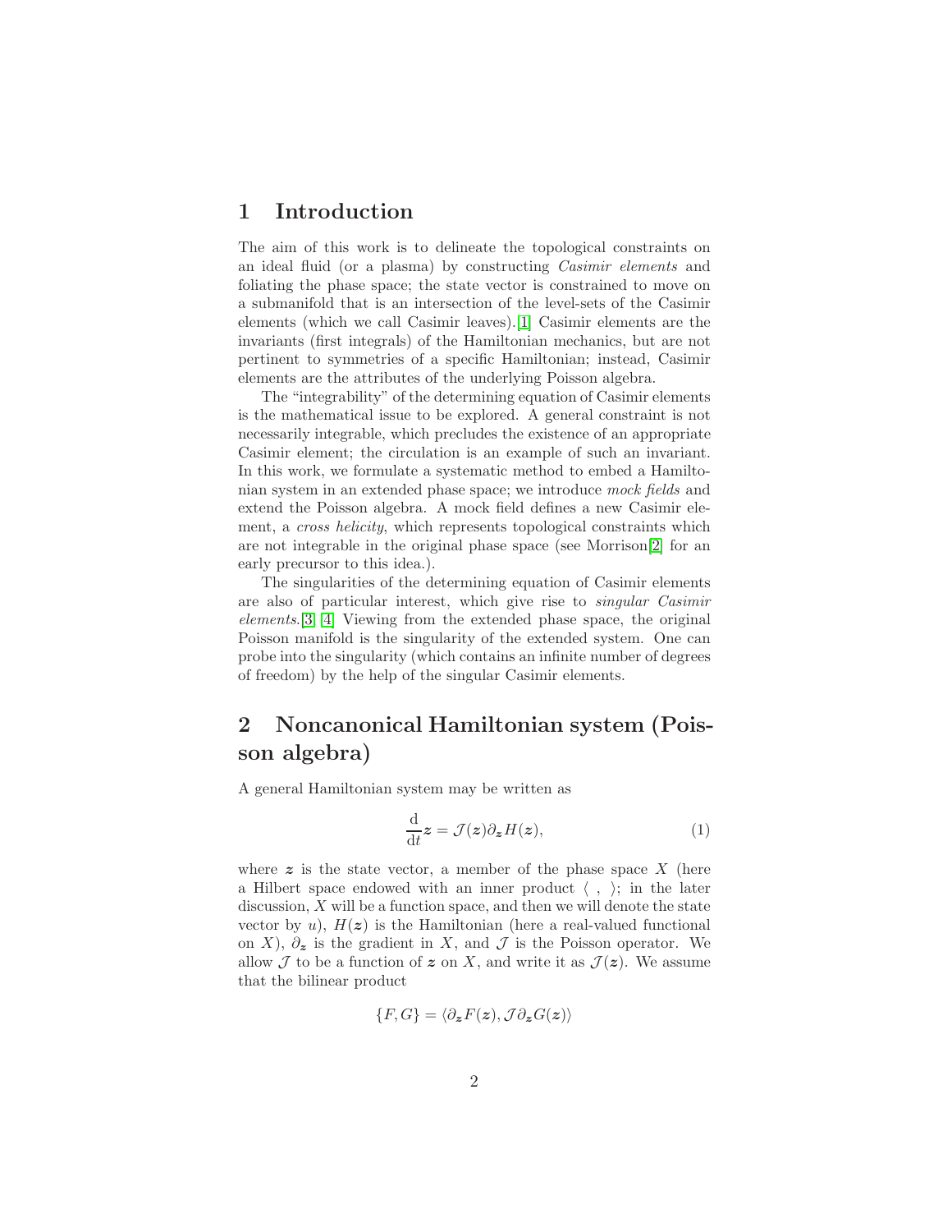# 1 Introduction

The aim of this work is to delineate the topological constraints on an ideal fluid (or a plasma) by constructing *Casimir elements* and foliating the phase space; the state vector is constrained to move on a submanifold that is an intersection of the level-sets of the Casimir elements (which we call Casimir leaves).[1] Casimir elements are the invariants (first integrals) of the Hamiltonian mechanics, but are not pertinent to symmetries of a specific Hamiltonian; instead, Casimir elements are the attributes of the underlying Poisson algebra.

The "integrability" of the determining equation of Casimir elements is the mathematical issue to be explored. A general constraint is not necessarily integrable, which precludes the existence of an appropriate Casimir element; the circulation is an example of such an invariant. In this work, we formulate a systematic method to embed a Hamiltonian system in an extended phase space; we introduce *mock fields* and extend the Poisson algebra. A mock field defines a new Casimir element, a *cross helicity*, which represents topological constraints which are not integrable in the original phase space (see Morrison[2] for an early precursor to this idea.).

The singularities of the determining equation of Casimir elements are also of particular interest, which give rise to *singular Casimir elements*.[3] [4] Viewing from the extended phase space, the original Poisson manifold is the singularity of the extended system. One can probe into the singularity (which contains an infinite number of degrees of freedom) by the help of the singular Casimir elements.

# 2 Noncanonical Hamiltonian system (Poisson algebra)

A general Hamiltonian system may be written as

$$\frac{\mathrm{d}}{\mathrm{d}t}\boldsymbol{z} = \mathcal{J}(\boldsymbol{z})\partial_{\boldsymbol{z}} H(\boldsymbol{z}), \tag{1}$$

where $\boldsymbol{z}$ is the state vector, a member of the phase space $X$ (here a Hilbert space endowed with an inner product $\langle \ , \ \rangle$; in the later discussion, $X$ will be a function space, and then we will denote the state vector by $u$), $H(\boldsymbol{z})$ is the Hamiltonian (here a real-valued functional on $X$), $\partial_{\boldsymbol{z}}$ is the gradient in $X$, and $\mathcal{J}$ is the Poisson operator. We allow $\mathcal{J}$ to be a function of $\boldsymbol{z}$ on $X$, and write it as $\mathcal{J}(\boldsymbol{z})$. We assume that the bilinear product

$$\{F, G\} = \langle \partial_{\boldsymbol{z}} F(\boldsymbol{z}), \mathcal{J}\partial_{\boldsymbol{z}} G(\boldsymbol{z})\rangle$$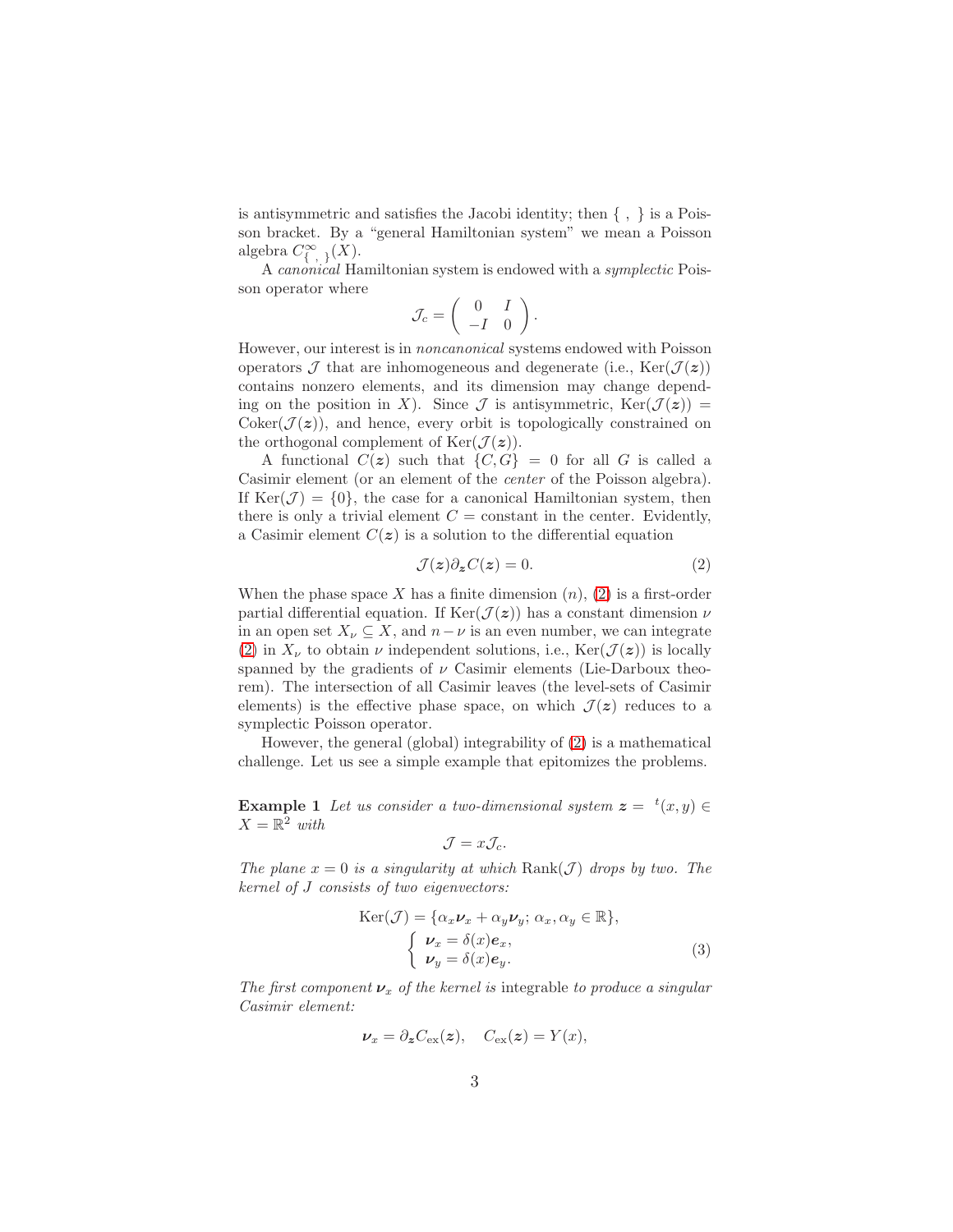is antisymmetric and satisfies the Jacobi identity; then $\{\ ,\ \}$ is a Poisson bracket. By a "general Hamiltonian system" we mean a Poisson algebra $C^\infty_{\{\ ,\ \}}(X)$.

A *canonical* Hamiltonian system is endowed with a *symplectic* Poisson operator where

$$\mathcal{J}_c = \begin{pmatrix} 0 & I \\ -I & 0 \end{pmatrix}.$$

However, our interest is in *noncanonical* systems endowed with Poisson operators $\mathcal{J}$ that are inhomogeneous and degenerate (i.e., $\mathrm{Ker}(\mathcal{J}(\boldsymbol{z}))$ contains nonzero elements, and its dimension may change depending on the position in $X$). Since $\mathcal{J}$ is antisymmetric, $\mathrm{Ker}(\mathcal{J}(\boldsymbol{z})) = \mathrm{Coker}(\mathcal{J}(\boldsymbol{z}))$, and hence, every orbit is topologically constrained on the orthogonal complement of $\mathrm{Ker}(\mathcal{J}(\boldsymbol{z}))$.

A functional $C(\boldsymbol{z})$ such that $\{C, G\} = 0$ for all $G$ is called a Casimir element (or an element of the *center* of the Poisson algebra). If $\mathrm{Ker}(\mathcal{J}) = \{0\}$, the case for a canonical Hamiltonian system, then there is only a trivial element $C =$ constant in the center. Evidently, a Casimir element $C(\boldsymbol{z})$ is a solution to the differential equation

$$\mathcal{J}(\boldsymbol{z})\partial_{\boldsymbol{z}} C(\boldsymbol{z}) = 0. \tag{2}$$

When the phase space $X$ has a finite dimension ($n$), (2) is a first-order partial differential equation. If $\mathrm{Ker}(\mathcal{J}(\boldsymbol{z}))$ has a constant dimension $\nu$ in an open set $X_\nu \subseteq X$, and $n - \nu$ is an even number, we can integrate (2) in $X_\nu$ to obtain $\nu$ independent solutions, i.e., $\mathrm{Ker}(\mathcal{J}(\boldsymbol{z}))$ is locally spanned by the gradients of $\nu$ Casimir elements (Lie-Darboux theorem). The intersection of all Casimir leaves (the level-sets of Casimir elements) is the effective phase space, on which $\mathcal{J}(\boldsymbol{z})$ reduces to a symplectic Poisson operator.

However, the general (global) integrability of (2) is a mathematical challenge. Let us see a simple example that epitomizes the problems.

**Example 1** *Let us consider a two-dimensional system* $\boldsymbol{z} = {}^t(x, y) \in X = \mathbb{R}^2$ *with*

$$\mathcal{J} = x\mathcal{J}_c.$$

*The plane* $x = 0$ *is a singularity at which* $\mathrm{Rank}(\mathcal{J})$ *drops by two. The kernel of* $J$ *consists of two eigenvectors:*

$$\mathrm{Ker}(\mathcal{J}) = \{\alpha_x \boldsymbol{\nu}_x + \alpha_y \boldsymbol{\nu}_y;\ \alpha_x, \alpha_y \in \mathbb{R}\},$$
$$\begin{cases} \boldsymbol{\nu}_x = \delta(x)\boldsymbol{e}_x, \\ \boldsymbol{\nu}_y = \delta(x)\boldsymbol{e}_y. \end{cases} \tag{3}$$

*The first component* $\boldsymbol{\nu}_x$ *of the kernel* is integrable *to produce a singular Casimir element:*

$$\boldsymbol{\nu}_x = \partial_{\boldsymbol{z}} C_{\mathrm{ex}}(\boldsymbol{z}), \quad C_{\mathrm{ex}}(\boldsymbol{z}) = Y(x),$$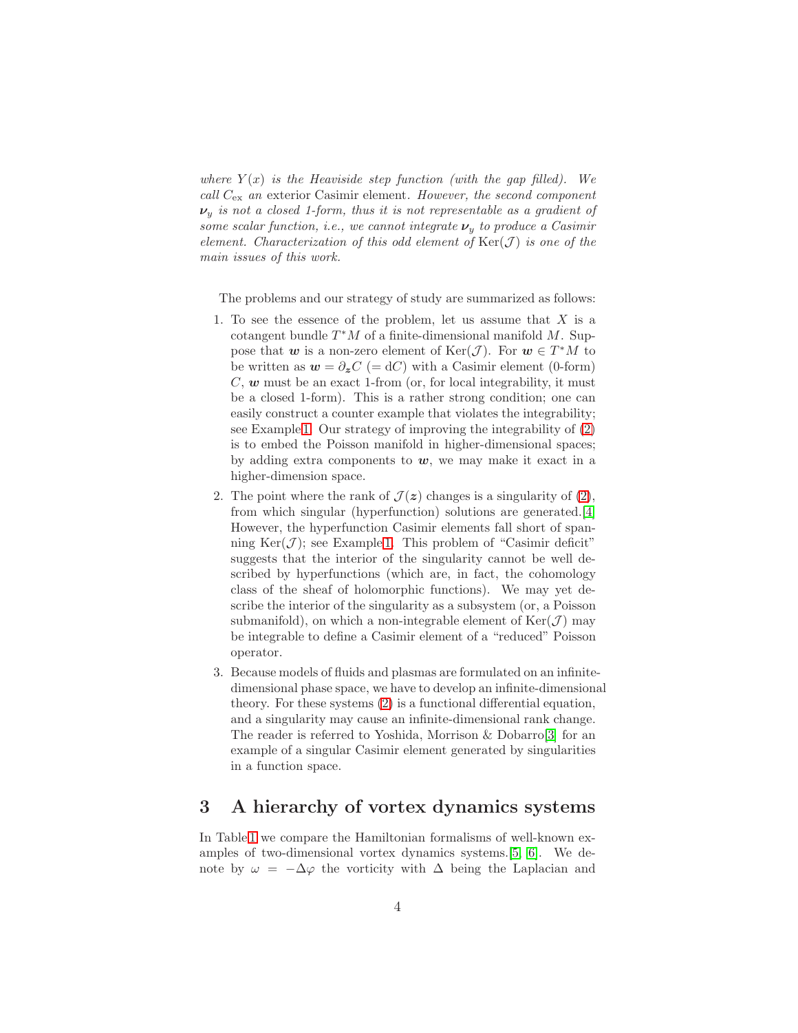*where $Y(x)$ is the Heaviside step function (with the gap filled). We call $C_{\rm ex}$ an* exterior Casimir element*. However, the second component $\boldsymbol{\nu}_y$ is not a closed 1-form, thus it is not representable as a gradient of some scalar function, i.e., we cannot integrate $\boldsymbol{\nu}_y$ to produce a Casimir element. Characterization of this odd element of $\mathrm{Ker}(\mathcal{J})$ is one of the main issues of this work.*

The problems and our strategy of study are summarized as follows:

1. To see the essence of the problem, let us assume that $X$ is a cotangent bundle $T^*M$ of a finite-dimensional manifold $M$. Suppose that $\boldsymbol{w}$ is a non-zero element of $\mathrm{Ker}(\mathcal{J})$. For $\boldsymbol{w} \in T^*M$ to be written as $\boldsymbol{w} = \partial_{\boldsymbol{z}} C$ ($= \mathrm{d}C$) with a Casimir element (0-form) $C$, $\boldsymbol{w}$ must be an exact 1-from (or, for local integrability, it must be a closed 1-form). This is a rather strong condition; one can easily construct a counter example that violates the integrability; see Example1. Our strategy of improving the integrability of (2) is to embed the Poisson manifold in higher-dimensional spaces; by adding extra components to $\boldsymbol{w}$, we may make it exact in a higher-dimension space.
2. The point where the rank of $\mathcal{J}(\boldsymbol{z})$ changes is a singularity of (2), from which singular (hyperfunction) solutions are generated.[4] However, the hyperfunction Casimir elements fall short of spanning $\mathrm{Ker}(\mathcal{J})$; see Example1. This problem of "Casimir deficit" suggests that the interior of the singularity cannot be well described by hyperfunctions (which are, in fact, the cohomology class of the sheaf of holomorphic functions). We may yet describe the interior of the singularity as a subsystem (or, a Poisson submanifold), on which a non-integrable element of $\mathrm{Ker}(\mathcal{J})$ may be integrable to define a Casimir element of a "reduced" Poisson operator.
3. Because models of fluids and plasmas are formulated on an infinite-dimensional phase space, we have to develop an infinite-dimensional theory. For these systems (2) is a functional differential equation, and a singularity may cause an infinite-dimensional rank change. The reader is referred to Yoshida, Morrison & Dobarro[3] for an example of a singular Casimir element generated by singularities in a function space.

## 3 A hierarchy of vortex dynamics systems

In Table1 we compare the Hamiltonian formalisms of well-known examples of two-dimensional vortex dynamics systems.[5, 6]. We denote by $\omega = -\Delta\varphi$ the vorticity with $\Delta$ being the Laplacian and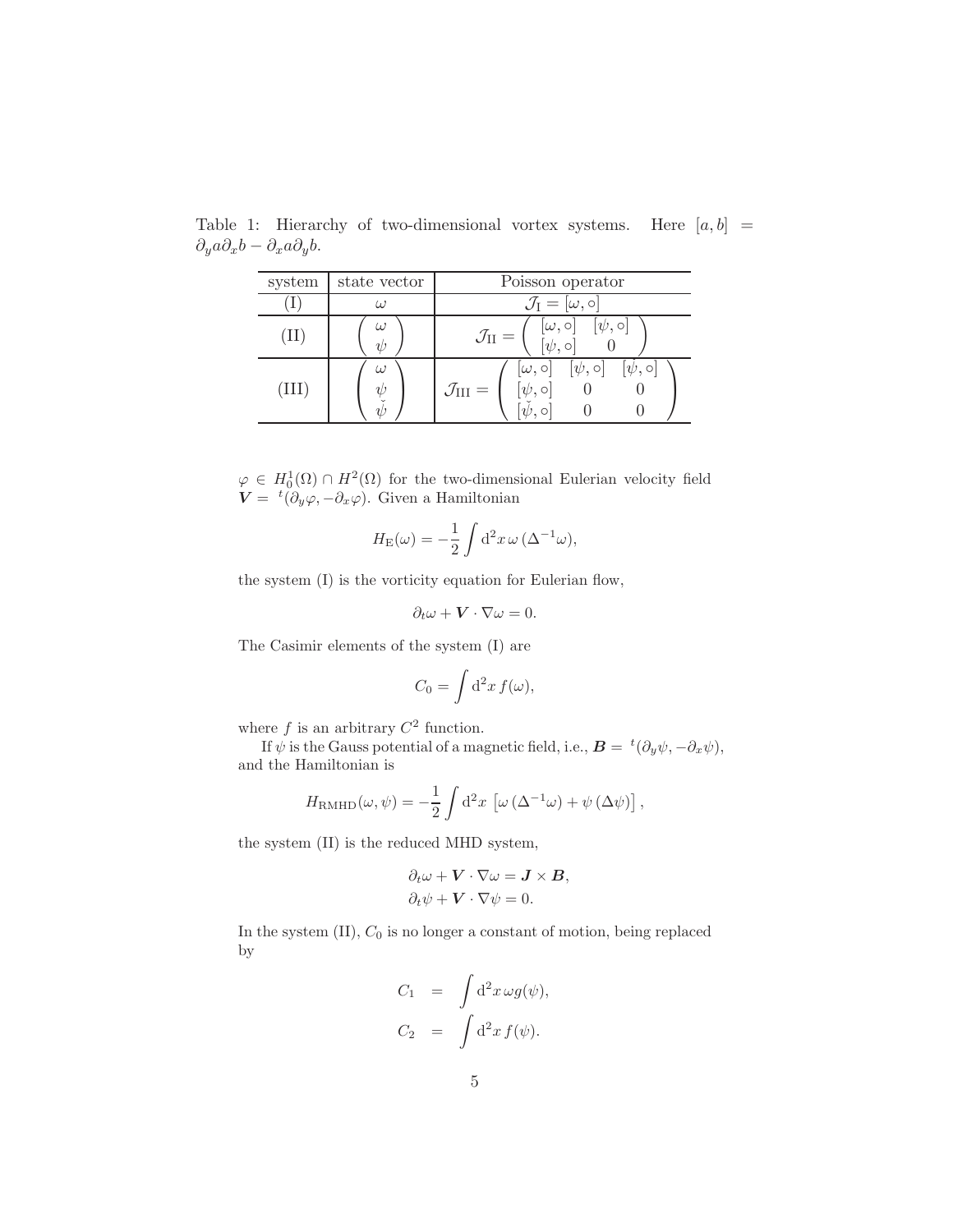Table 1: Hierarchy of two-dimensional vortex systems. Here $[a,b] = \partial_y a \partial_x b - \partial_x a \partial_y b$.

| system | state vector | Poisson operator |
| --- | --- | --- |
| (I) | $\omega$ | $\mathcal{J}_{\rm I} = [\omega, \circ]$ |
| (II) | $\begin{pmatrix} \omega \\ \psi \end{pmatrix}$ | $\mathcal{J}_{\rm II} = \begin{pmatrix} [\omega,\circ] & [\psi,\circ] \\ [\psi,\circ] & 0 \end{pmatrix}$ |
| (III) | $\begin{pmatrix} \omega \\ \psi \\ \check{\psi} \end{pmatrix}$ | $\mathcal{J}_{\rm III} = \begin{pmatrix} [\omega,\circ] & [\psi,\circ] & [\check{\psi},\circ] \\ [\psi,\circ] & 0 & 0 \\ [\check{\psi},\circ] & 0 & 0 \end{pmatrix}$ |

$\varphi \in H_0^1(\Omega) \cap H^2(\Omega)$ for the two-dimensional Eulerian velocity field $\boldsymbol{V} = {}^t(\partial_y \varphi, -\partial_x \varphi)$. Given a Hamiltonian

$$H_{\rm E}(\omega) = -\frac{1}{2} \int {\rm d}^2 x \, \omega \, (\Delta^{-1} \omega),$$

the system (I) is the vorticity equation for Eulerian flow,

$$\partial_t \omega + \boldsymbol{V} \cdot \nabla \omega = 0.$$

The Casimir elements of the system (I) are

$$C_0 = \int {\rm d}^2 x \, f(\omega),$$

where $f$ is an arbitrary $C^2$ function.

If $\psi$ is the Gauss potential of a magnetic field, i.e., $\boldsymbol{B} = {}^t(\partial_y \psi, -\partial_x \psi)$, and the Hamiltonian is

$$H_{\rm RMHD}(\omega, \psi) = -\frac{1}{2} \int {\rm d}^2 x \, \left[ \omega \, (\Delta^{-1} \omega) + \psi \, (\Delta \psi) \right],$$

the system (II) is the reduced MHD system,

$$\begin{aligned} \partial_t \omega + \boldsymbol{V} \cdot \nabla \omega &= \boldsymbol{J} \times \boldsymbol{B}, \\ \partial_t \psi + \boldsymbol{V} \cdot \nabla \psi &= 0. \end{aligned}$$

In the system (II), $C_0$ is no longer a constant of motion, being replaced by

$$\begin{aligned} C_1 &= \int {\rm d}^2 x \, \omega g(\psi), \\ C_2 &= \int {\rm d}^2 x \, f(\psi). \end{aligned}$$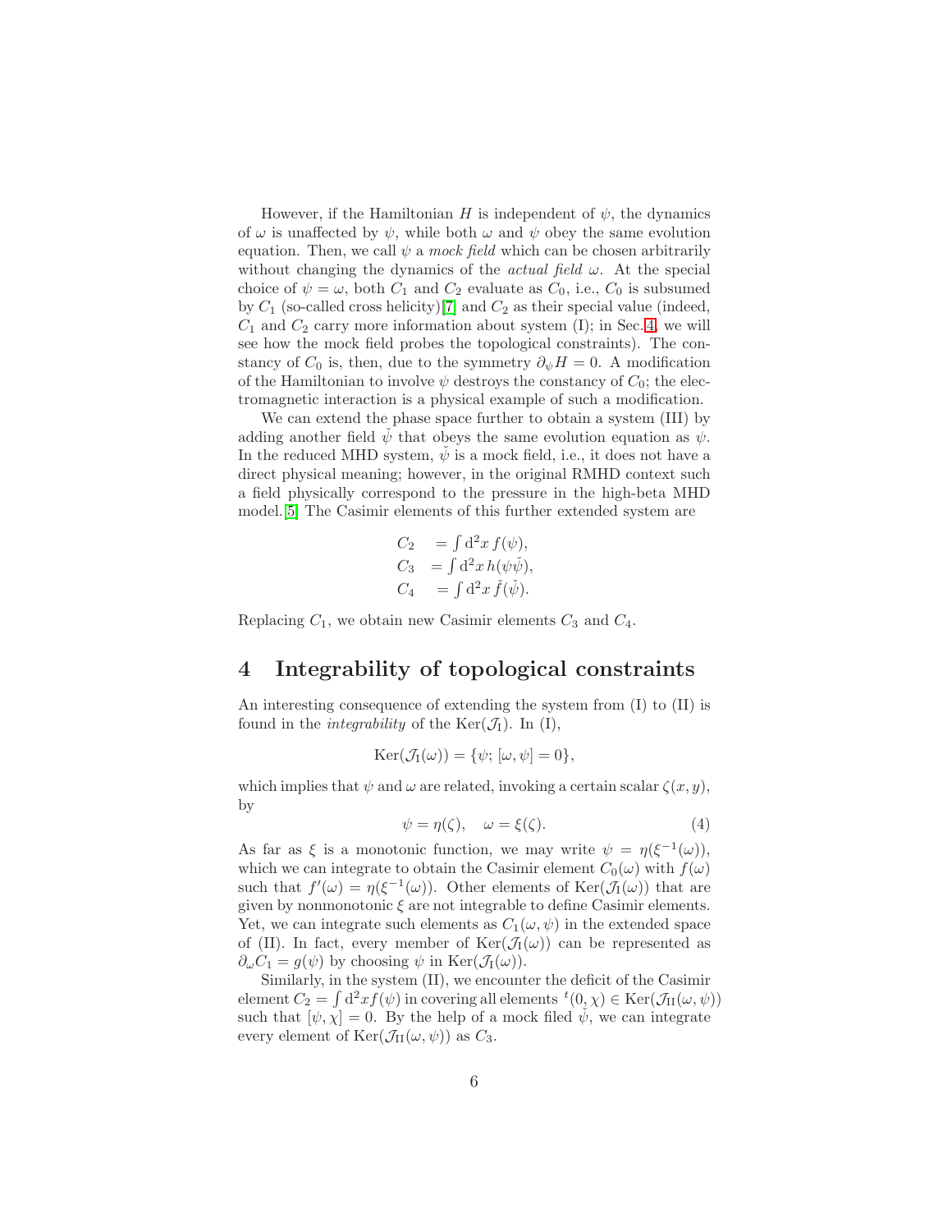However, if the Hamiltonian $H$ is independent of $\psi$, the dynamics of $\omega$ is unaffected by $\psi$, while both $\omega$ and $\psi$ obey the same evolution equation. Then, we call $\psi$ a *mock field* which can be chosen arbitrarily without changing the dynamics of the *actual field* $\omega$. At the special choice of $\psi = \omega$, both $C_1$ and $C_2$ evaluate as $C_0$, i.e., $C_0$ is subsumed by $C_1$ (so-called cross helicity)[7] and $C_2$ as their special value (indeed, $C_1$ and $C_2$ carry more information about system (I); in Sec. 4, we will see how the mock field probes the topological constraints). The constancy of $C_0$ is, then, due to the symmetry $\partial_\psi H = 0$. A modification of the Hamiltonian to involve $\psi$ destroys the constancy of $C_0$; the electromagnetic interaction is a physical example of such a modification.

We can extend the phase space further to obtain a system (III) by adding another field $\check{\psi}$ that obeys the same evolution equation as $\psi$. In the reduced MHD system, $\check{\psi}$ is a mock field, i.e., it does not have a direct physical meaning; however, in the original RMHD context such a field physically correspond to the pressure in the high-beta MHD model.[5] The Casimir elements of this further extended system are

$$
\begin{aligned}
C_2 &= \int \mathrm{d}^2 x \, f(\psi), \\
C_3 &= \int \mathrm{d}^2 x \, h(\psi \check{\psi}), \\
C_4 &= \int \mathrm{d}^2 x \, \check{f}(\check{\psi}).
\end{aligned}
$$

Replacing $C_1$, we obtain new Casimir elements $C_3$ and $C_4$.

## 4 Integrability of topological constraints

An interesting consequence of extending the system from (I) to (II) is found in the *integrability* of the $\mathrm{Ker}(\mathcal{J}_{\mathrm{I}})$. In (I),

$$
\mathrm{Ker}(\mathcal{J}_{\mathrm{I}}(\omega)) = \{\psi; [\omega, \psi] = 0\},
$$

which implies that $\psi$ and $\omega$ are related, invoking a certain scalar $\zeta(x, y)$, by

$$
\psi = \eta(\zeta), \quad \omega = \xi(\zeta). \tag{4}
$$

As far as $\xi$ is a monotonic function, we may write $\psi = \eta(\xi^{-1}(\omega))$, which we can integrate to obtain the Casimir element $C_0(\omega)$ with $f(\omega)$ such that $f'(\omega) = \eta(\xi^{-1}(\omega))$. Other elements of $\mathrm{Ker}(\mathcal{J}_{\mathrm{I}}(\omega))$ that are given by nonmonotonic $\xi$ are not integrable to define Casimir elements. Yet, we can integrate such elements as $C_1(\omega, \psi)$ in the extended space of (II). In fact, every member of $\mathrm{Ker}(\mathcal{J}_{\mathrm{I}}(\omega))$ can be represented as $\partial_\omega C_1 = g(\psi)$ by choosing $\psi$ in $\mathrm{Ker}(\mathcal{J}_{\mathrm{I}}(\omega))$.

Similarly, in the system (II), we encounter the deficit of the Casimir element $C_2 = \int \mathrm{d}^2 x f(\psi)$ in covering all elements ${}^t(0, \chi) \in \mathrm{Ker}(\mathcal{J}_{\mathrm{II}}(\omega, \psi))$ such that $[\psi, \chi] = 0$. By the help of a mock filed $\check{\psi}$, we can integrate every element of $\mathrm{Ker}(\mathcal{J}_{\mathrm{II}}(\omega, \psi))$ as $C_3$.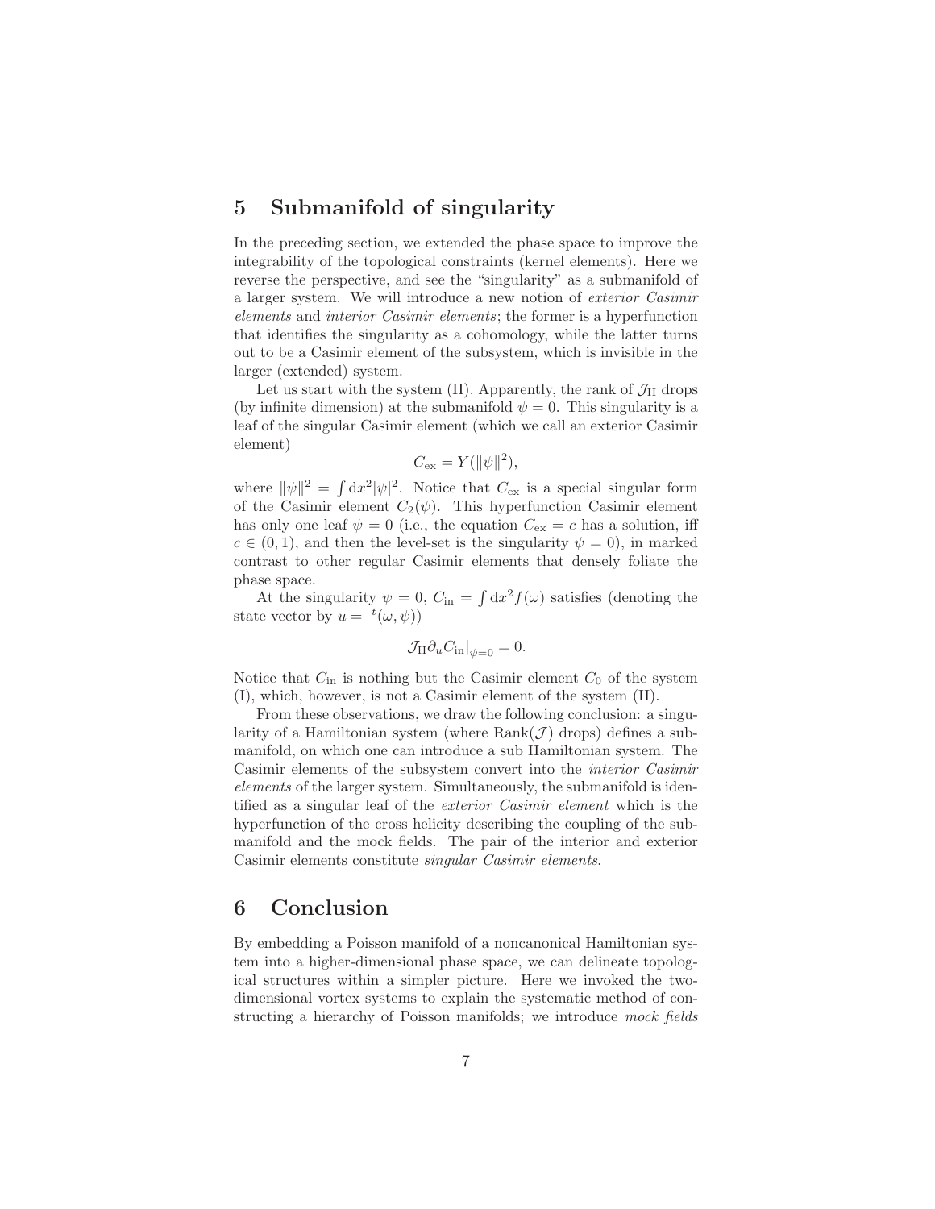## 5 Submanifold of singularity

In the preceding section, we extended the phase space to improve the integrability of the topological constraints (kernel elements). Here we reverse the perspective, and see the "singularity" as a submanifold of a larger system. We will introduce a new notion of *exterior Casimir elements* and *interior Casimir elements*; the former is a hyperfunction that identifies the singularity as a cohomology, while the latter turns out to be a Casimir element of the subsystem, which is invisible in the larger (extended) system.

Let us start with the system (II). Apparently, the rank of $\mathcal{J}_{\rm II}$ drops (by infinite dimension) at the submanifold $\psi = 0$. This singularity is a leaf of the singular Casimir element (which we call an exterior Casimir element)

$$C_{\rm ex} = Y(\|\psi\|^2),$$

where $\|\psi\|^2 = \int {\rm d}x^2 |\psi|^2$. Notice that $C_{\rm ex}$ is a special singular form of the Casimir element $C_2(\psi)$. This hyperfunction Casimir element has only one leaf $\psi = 0$ (i.e., the equation $C_{\rm ex} = c$ has a solution, iff $c \in (0, 1)$, and then the level-set is the singularity $\psi = 0$), in marked contrast to other regular Casimir elements that densely foliate the phase space.

At the singularity $\psi = 0$, $C_{\rm in} = \int {\rm d}x^2 f(\omega)$ satisfies (denoting the state vector by $u = {}^t(\omega, \psi)$)

$$\mathcal{J}_{\rm II} \partial_u C_{\rm in}|_{\psi=0} = 0.$$

Notice that $C_{\rm in}$ is nothing but the Casimir element $C_0$ of the system (I), which, however, is not a Casimir element of the system (II).

From these observations, we draw the following conclusion: a singularity of a Hamiltonian system (where ${\rm Rank}(\mathcal{J})$ drops) defines a submanifold, on which one can introduce a sub Hamiltonian system. The Casimir elements of the subsystem convert into the *interior Casimir elements* of the larger system. Simultaneously, the submanifold is identified as a singular leaf of the *exterior Casimir element* which is the hyperfunction of the cross helicity describing the coupling of the submanifold and the mock fields. The pair of the interior and exterior Casimir elements constitute *singular Casimir elements*.

## 6 Conclusion

By embedding a Poisson manifold of a noncanonical Hamiltonian system into a higher-dimensional phase space, we can delineate topological structures within a simpler picture. Here we invoked the two-dimensional vortex systems to explain the systematic method of constructing a hierarchy of Poisson manifolds; we introduce *mock fields*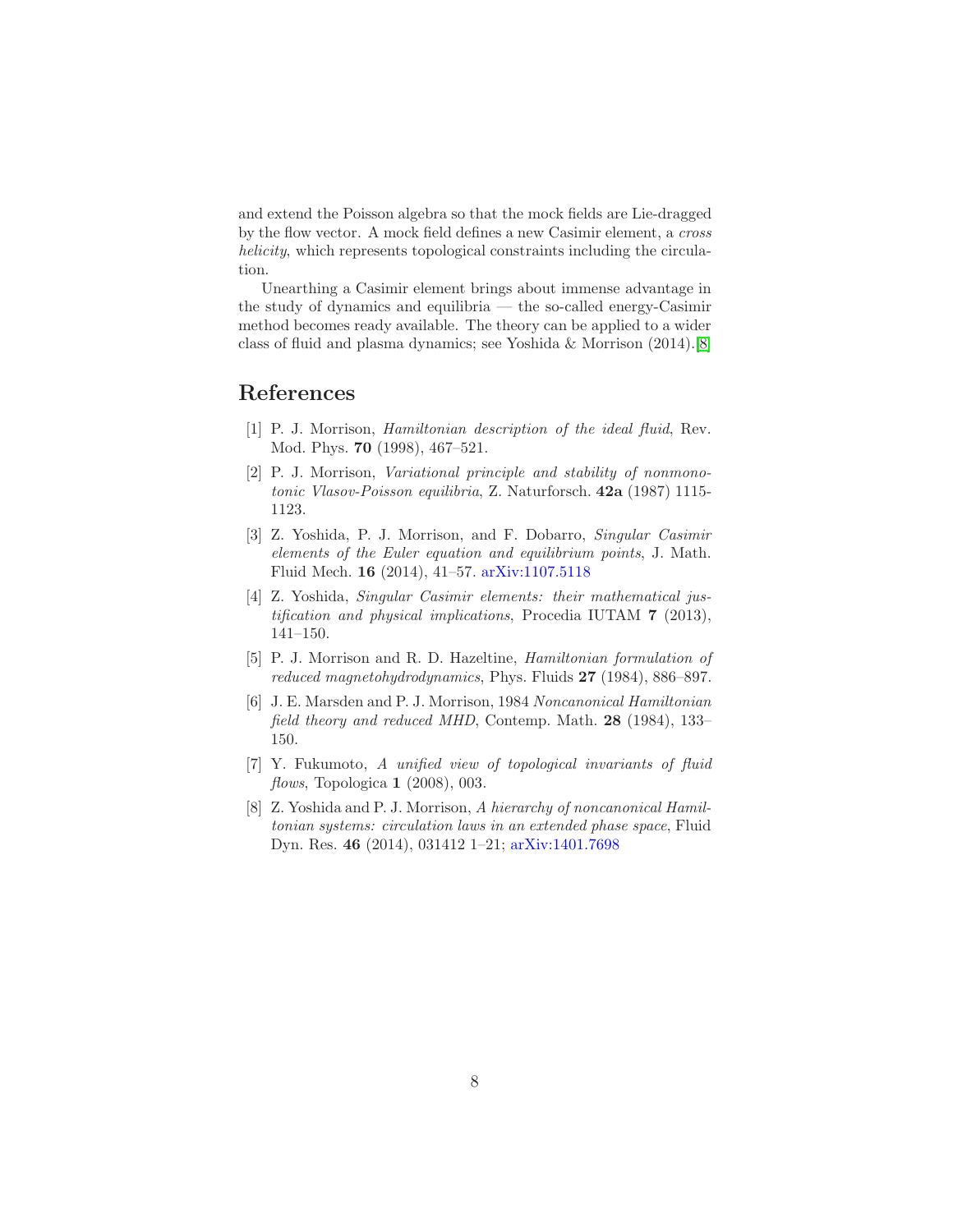and extend the Poisson algebra so that the mock fields are Lie-dragged by the flow vector. A mock field defines a new Casimir element, a *cross helicity*, which represents topological constraints including the circulation.

Unearthing a Casimir element brings about immense advantage in the study of dynamics and equilibria — the so-called energy-Casimir method becomes ready available. The theory can be applied to a wider class of fluid and plasma dynamics; see Yoshida & Morrison (2014).[8]

## References

[1] P. J. Morrison, *Hamiltonian description of the ideal fluid*, Rev. Mod. Phys. **70** (1998), 467–521.

[2] P. J. Morrison, *Variational principle and stability of nonmonotonic Vlasov-Poisson equilibria*, Z. Naturforsch. **42a** (1987) 1115-1123.

[3] Z. Yoshida, P. J. Morrison, and F. Dobarro, *Singular Casimir elements of the Euler equation and equilibrium points*, J. Math. Fluid Mech. **16** (2014), 41–57. arXiv:1107.5118

[4] Z. Yoshida, *Singular Casimir elements: their mathematical justification and physical implications*, Procedia IUTAM **7** (2013), 141–150.

[5] P. J. Morrison and R. D. Hazeltine, *Hamiltonian formulation of reduced magnetohydrodynamics*, Phys. Fluids **27** (1984), 886–897.

[6] J. E. Marsden and P. J. Morrison, 1984 *Noncanonical Hamiltonian field theory and reduced MHD*, Contemp. Math. **28** (1984), 133–150.

[7] Y. Fukumoto, *A unified view of topological invariants of fluid flows*, Topologica **1** (2008), 003.

[8] Z. Yoshida and P. J. Morrison, *A hierarchy of noncanonical Hamiltonian systems: circulation laws in an extended phase space*, Fluid Dyn. Res. **46** (2014), 031412 1–21; arXiv:1401.7698